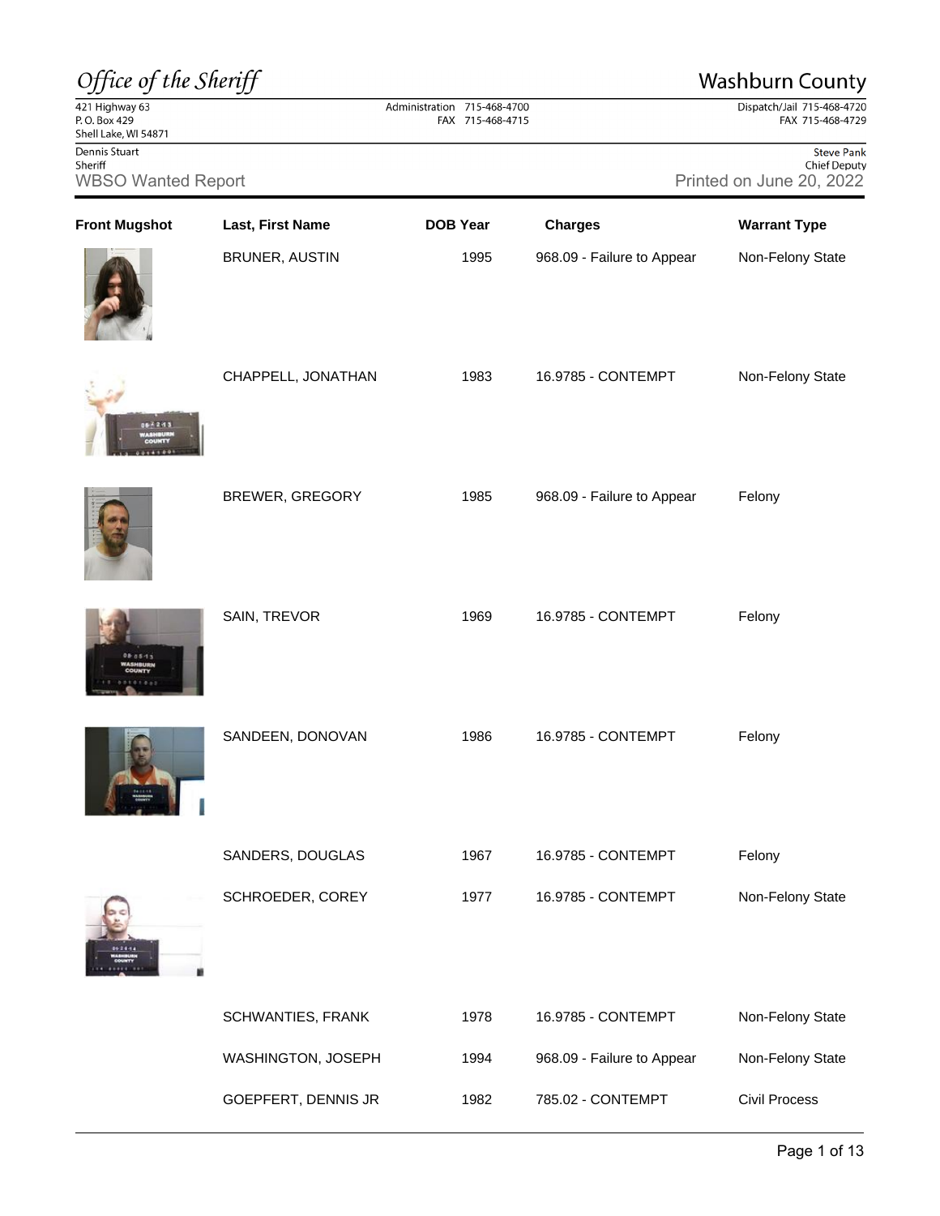# Office of the Sheriff

## Washburn County

421 Highway 63
P. O. Box 429
Shell Lake, WI 54871

Administration 715-468-4700
FAX 715-468-4715

Dispatch/Jail 715-468-4720
FAX 715-468-4729

Dennis Stuart
Sheriff

Steve Pank
Chief Deputy

### WBSO Wanted Report

Printed on June 20, 2022

| Front Mugshot | Last, First Name | DOB Year | Charges | Warrant Type |
|---|---|---|---|---|
| | BRUNER, AUSTIN | 1995 | 968.09 - Failure to Appear | Non-Felony State |
| | CHAPPELL, JONATHAN | 1983 | 16.9785 - CONTEMPT | Non-Felony State |
| | BREWER, GREGORY | 1985 | 968.09 - Failure to Appear | Felony |
| | SAIN, TREVOR | 1969 | 16.9785 - CONTEMPT | Felony |
| | SANDEEN, DONOVAN | 1986 | 16.9785 - CONTEMPT | Felony |
| | SANDERS, DOUGLAS | 1967 | 16.9785 - CONTEMPT | Felony |
| | SCHROEDER, COREY | 1977 | 16.9785 - CONTEMPT | Non-Felony State |
| | SCHWANTIES, FRANK | 1978 | 16.9785 - CONTEMPT | Non-Felony State |
| | WASHINGTON, JOSEPH | 1994 | 968.09 - Failure to Appear | Non-Felony State |
| | GOEPFERT, DENNIS JR | 1982 | 785.02 - CONTEMPT | Civil Process |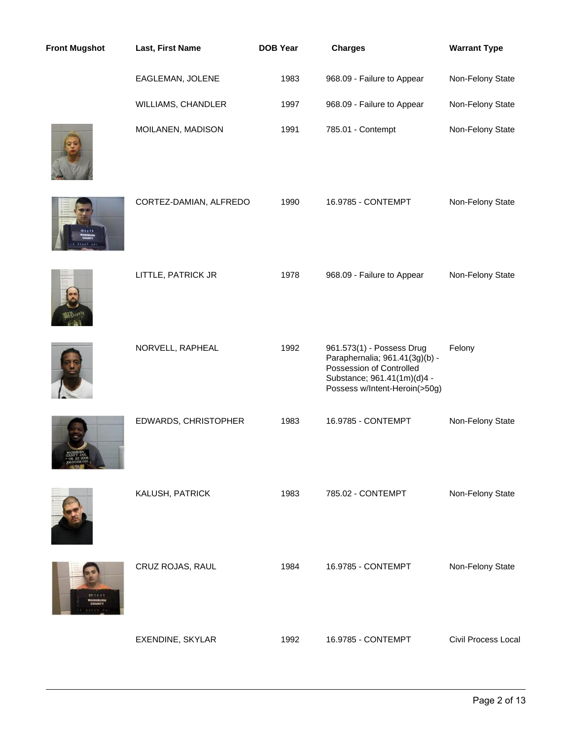| Front Mugshot | Last, First Name | DOB Year | Charges | Warrant Type |
|---|---|---|---|---|
| | EAGLEMAN, JOLENE | 1983 | 968.09 - Failure to Appear | Non-Felony State |
| | WILLIAMS, CHANDLER | 1997 | 968.09 - Failure to Appear | Non-Felony State |
| | MOILANEN, MADISON | 1991 | 785.01 - Contempt | Non-Felony State |
| | CORTEZ-DAMIAN, ALFREDO | 1990 | 16.9785 - CONTEMPT | Non-Felony State |
| | LITTLE, PATRICK JR | 1978 | 968.09 - Failure to Appear | Non-Felony State |
| | NORVELL, RAPHEAL | 1992 | 961.573(1) - Possess Drug Paraphernalia; 961.41(3g)(b) - Possession of Controlled Substance; 961.41(1m)(d)4 - Possess w/Intent-Heroin(>50g) | Felony |
| | EDWARDS, CHRISTOPHER | 1983 | 16.9785 - CONTEMPT | Non-Felony State |
| | KALUSH, PATRICK | 1983 | 785.02 - CONTEMPT | Non-Felony State |
| | CRUZ ROJAS, RAUL | 1984 | 16.9785 - CONTEMPT | Non-Felony State |
| | EXENDINE, SKYLAR | 1992 | 16.9785 - CONTEMPT | Civil Process Local |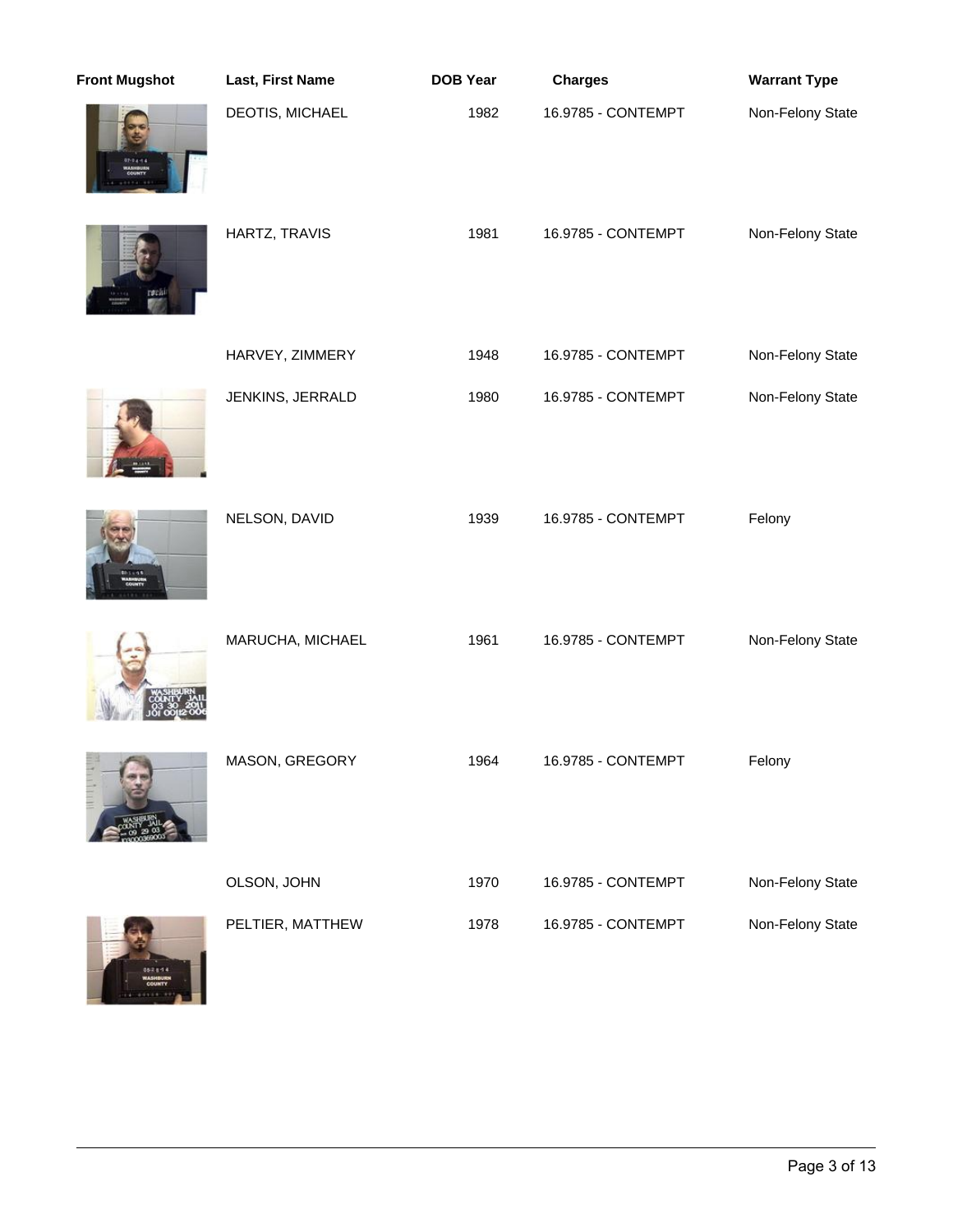| Front Mugshot | Last, First Name | DOB Year | Charges | Warrant Type |
| --- | --- | --- | --- | --- |
| | DEOTIS, MICHAEL | 1982 | 16.9785 - CONTEMPT | Non-Felony State |
| | HARTZ, TRAVIS | 1981 | 16.9785 - CONTEMPT | Non-Felony State |
| | HARVEY, ZIMMERY | 1948 | 16.9785 - CONTEMPT | Non-Felony State |
| | JENKINS, JERRALD | 1980 | 16.9785 - CONTEMPT | Non-Felony State |
| | NELSON, DAVID | 1939 | 16.9785 - CONTEMPT | Felony |
| | MARUCHA, MICHAEL | 1961 | 16.9785 - CONTEMPT | Non-Felony State |
| | MASON, GREGORY | 1964 | 16.9785 - CONTEMPT | Felony |
| | OLSON, JOHN | 1970 | 16.9785 - CONTEMPT | Non-Felony State |
| | PELTIER, MATTHEW | 1978 | 16.9785 - CONTEMPT | Non-Felony State |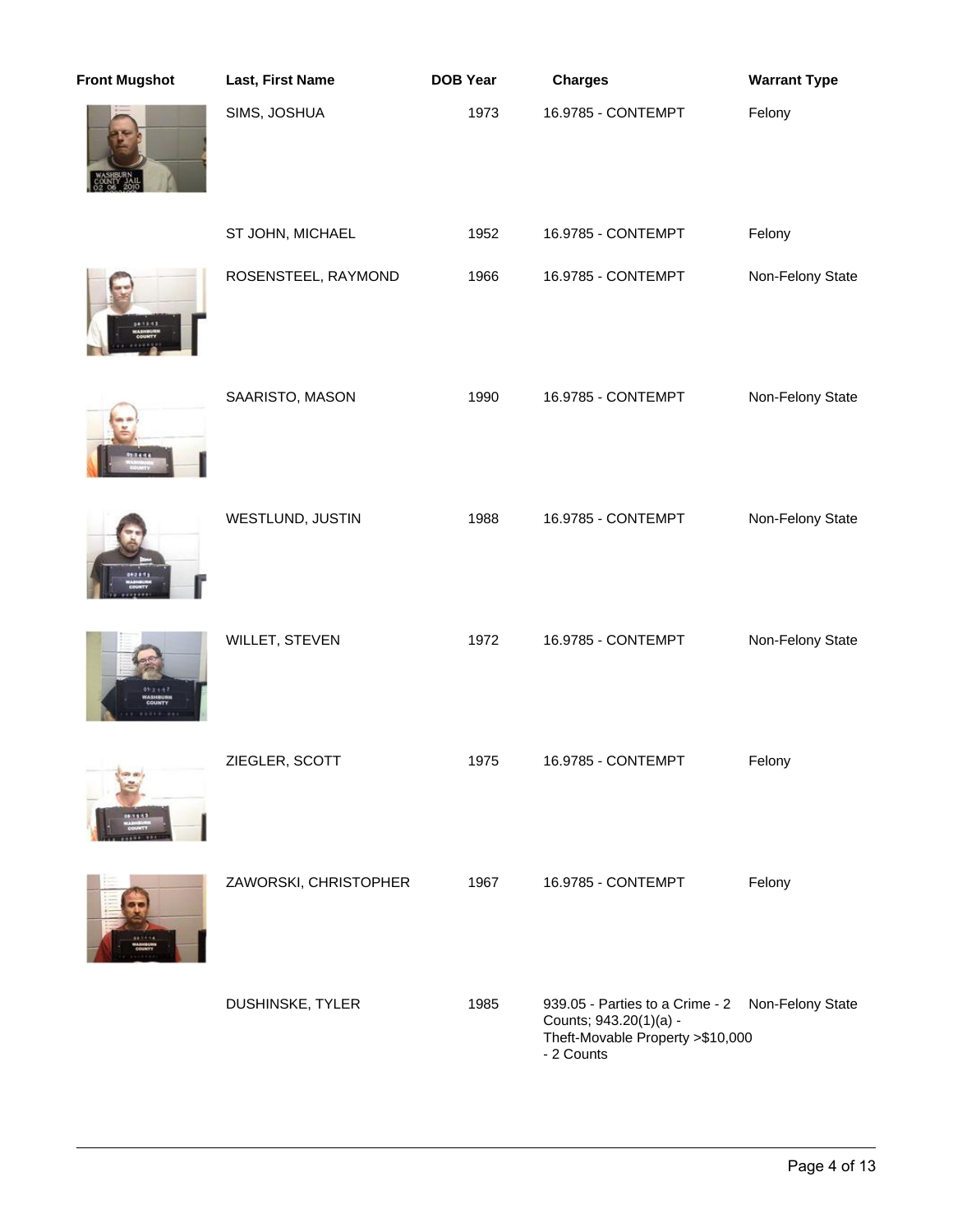| Front Mugshot | Last, First Name | DOB Year | Charges | Warrant Type |
|---|---|---|---|---|
| | SIMS, JOSHUA | 1973 | 16.9785 - CONTEMPT | Felony |
| | ST JOHN, MICHAEL | 1952 | 16.9785 - CONTEMPT | Felony |
| | ROSENSTEEL, RAYMOND | 1966 | 16.9785 - CONTEMPT | Non-Felony State |
| | SAARISTO, MASON | 1990 | 16.9785 - CONTEMPT | Non-Felony State |
| | WESTLUND, JUSTIN | 1988 | 16.9785 - CONTEMPT | Non-Felony State |
| | WILLET, STEVEN | 1972 | 16.9785 - CONTEMPT | Non-Felony State |
| | ZIEGLER, SCOTT | 1975 | 16.9785 - CONTEMPT | Felony |
| | ZAWORSKI, CHRISTOPHER | 1967 | 16.9785 - CONTEMPT | Felony |
| | DUSHINSKE, TYLER | 1985 | 939.05 - Parties to a Crime - 2 Counts; 943.20(1)(a) - Theft-Movable Property >$10,000 - 2 Counts | Non-Felony State |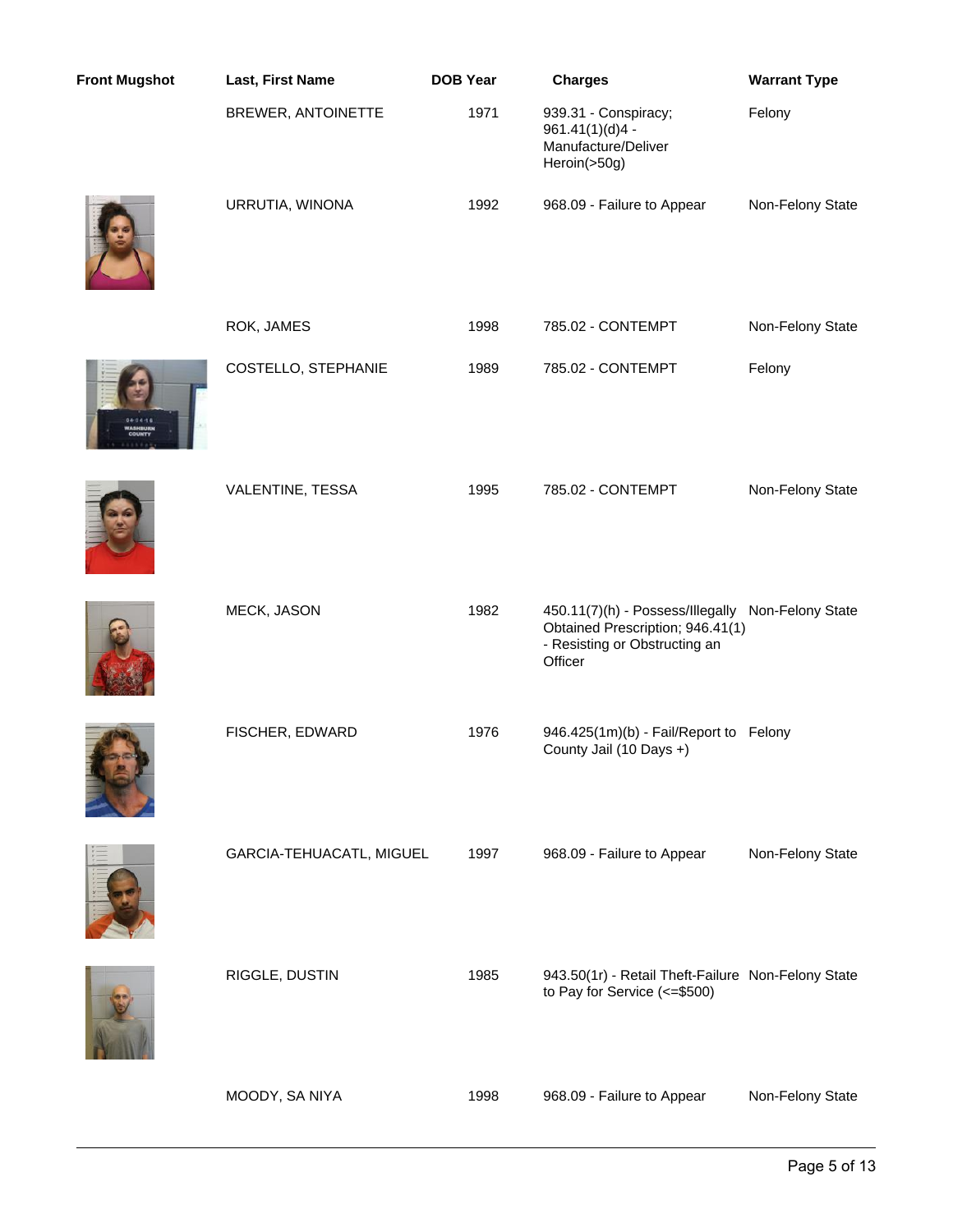| Front Mugshot | Last, First Name | DOB Year | Charges | Warrant Type |
| --- | --- | --- | --- | --- |
| | BREWER, ANTOINETTE | 1971 | 939.31 - Conspiracy; 961.41(1)(d)4 - Manufacture/Deliver Heroin(>50g) | Felony |
| | URRUTIA, WINONA | 1992 | 968.09 - Failure to Appear | Non-Felony State |
| | ROK, JAMES | 1998 | 785.02 - CONTEMPT | Non-Felony State |
| | COSTELLO, STEPHANIE | 1989 | 785.02 - CONTEMPT | Felony |
| | VALENTINE, TESSA | 1995 | 785.02 - CONTEMPT | Non-Felony State |
| | MECK, JASON | 1982 | 450.11(7)(h) - Possess/Illegally Obtained Prescription; 946.41(1) - Resisting or Obstructing an Officer | Non-Felony State |
| | FISCHER, EDWARD | 1976 | 946.425(1m)(b) - Fail/Report to County Jail (10 Days +) | Felony |
| | GARCIA-TEHUACATL, MIGUEL | 1997 | 968.09 - Failure to Appear | Non-Felony State |
| | RIGGLE, DUSTIN | 1985 | 943.50(1r) - Retail Theft-Failure to Pay for Service (<=$500) | Non-Felony State |
| | MOODY, SA NIYA | 1998 | 968.09 - Failure to Appear | Non-Felony State |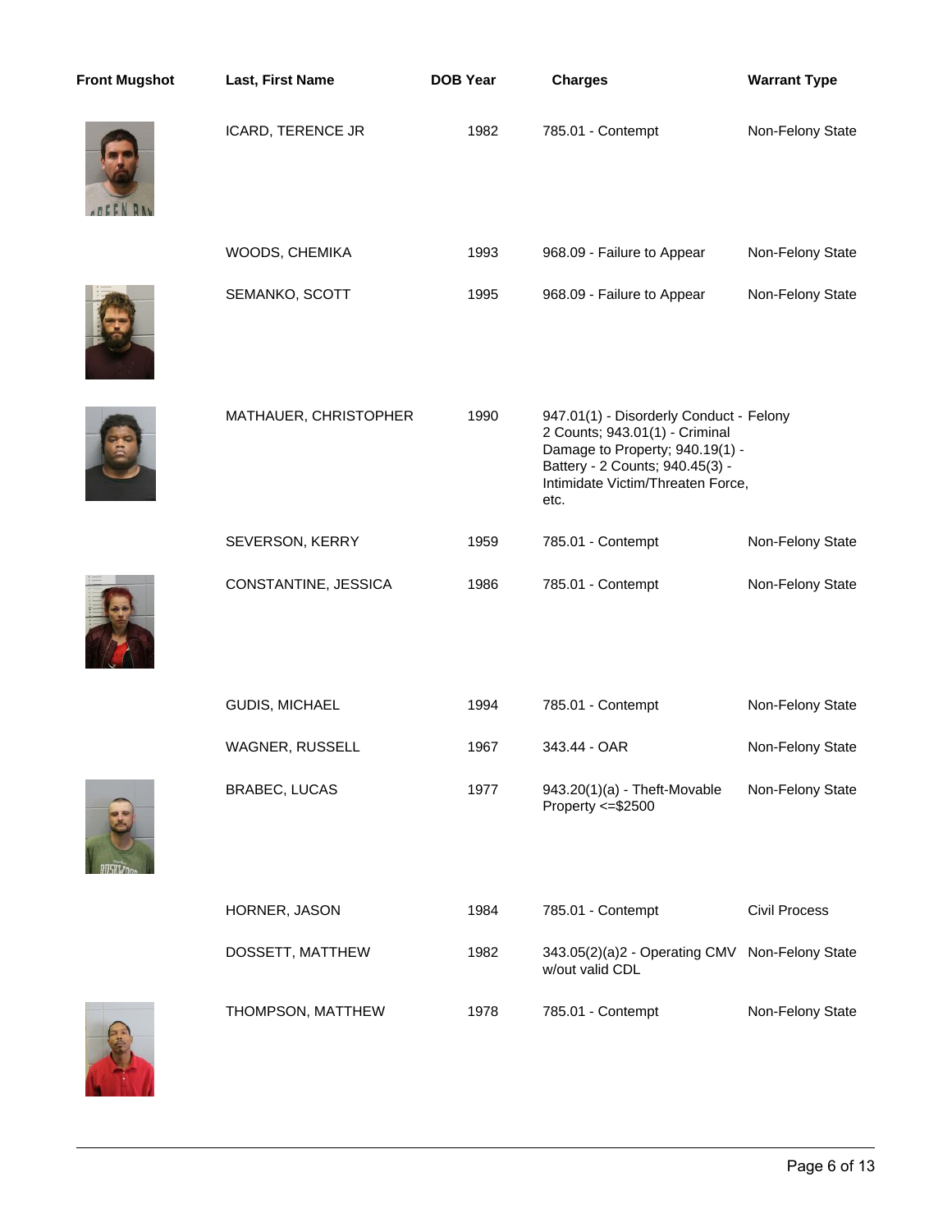| Front Mugshot | Last, First Name | DOB Year | Charges | Warrant Type |
|---|---|---|---|---|
| | ICARD, TERENCE JR | 1982 | 785.01 - Contempt | Non-Felony State |
| | WOODS, CHEMIKA | 1993 | 968.09 - Failure to Appear | Non-Felony State |
| | SEMANKO, SCOTT | 1995 | 968.09 - Failure to Appear | Non-Felony State |
| | MATHAUER, CHRISTOPHER | 1990 | 947.01(1) - Disorderly Conduct - 2 Counts; 943.01(1) - Criminal Damage to Property; 940.19(1) - Battery - 2 Counts; 940.45(3) - Intimidate Victim/Threaten Force, etc. | Felony |
| | SEVERSON, KERRY | 1959 | 785.01 - Contempt | Non-Felony State |
| | CONSTANTINE, JESSICA | 1986 | 785.01 - Contempt | Non-Felony State |
| | GUDIS, MICHAEL | 1994 | 785.01 - Contempt | Non-Felony State |
| | WAGNER, RUSSELL | 1967 | 343.44 - OAR | Non-Felony State |
| | BRABEC, LUCAS | 1977 | 943.20(1)(a) - Theft-Movable Property <=$2500 | Non-Felony State |
| | HORNER, JASON | 1984 | 785.01 - Contempt | Civil Process |
| | DOSSETT, MATTHEW | 1982 | 343.05(2)(a)2 - Operating CMV w/out valid CDL | Non-Felony State |
| | THOMPSON, MATTHEW | 1978 | 785.01 - Contempt | Non-Felony State |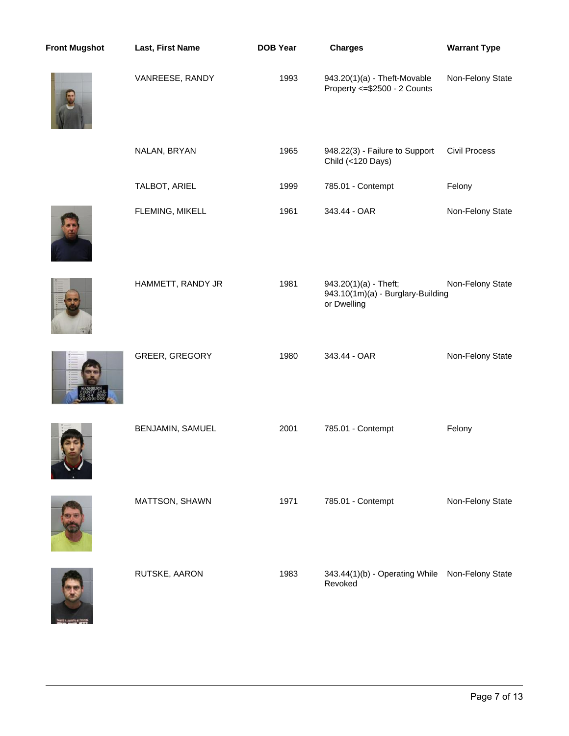| Front Mugshot | Last, First Name | DOB Year | Charges | Warrant Type |
|---|---|---|---|---|
| | VANREESE, RANDY | 1993 | 943.20(1)(a) - Theft-Movable Property <=$2500 - 2 Counts | Non-Felony State |
| | NALAN, BRYAN | 1965 | 948.22(3) - Failure to Support Child (<120 Days) | Civil Process |
| | TALBOT, ARIEL | 1999 | 785.01 - Contempt | Felony |
| | FLEMING, MIKELL | 1961 | 343.44 - OAR | Non-Felony State |
| | HAMMETT, RANDY JR | 1981 | 943.20(1)(a) - Theft; 943.10(1m)(a) - Burglary-Building or Dwelling | Non-Felony State |
| | GREER, GREGORY | 1980 | 343.44 - OAR | Non-Felony State |
| | BENJAMIN, SAMUEL | 2001 | 785.01 - Contempt | Felony |
| | MATTSON, SHAWN | 1971 | 785.01 - Contempt | Non-Felony State |
| | RUTSKE, AARON | 1983 | 343.44(1)(b) - Operating While Revoked | Non-Felony State |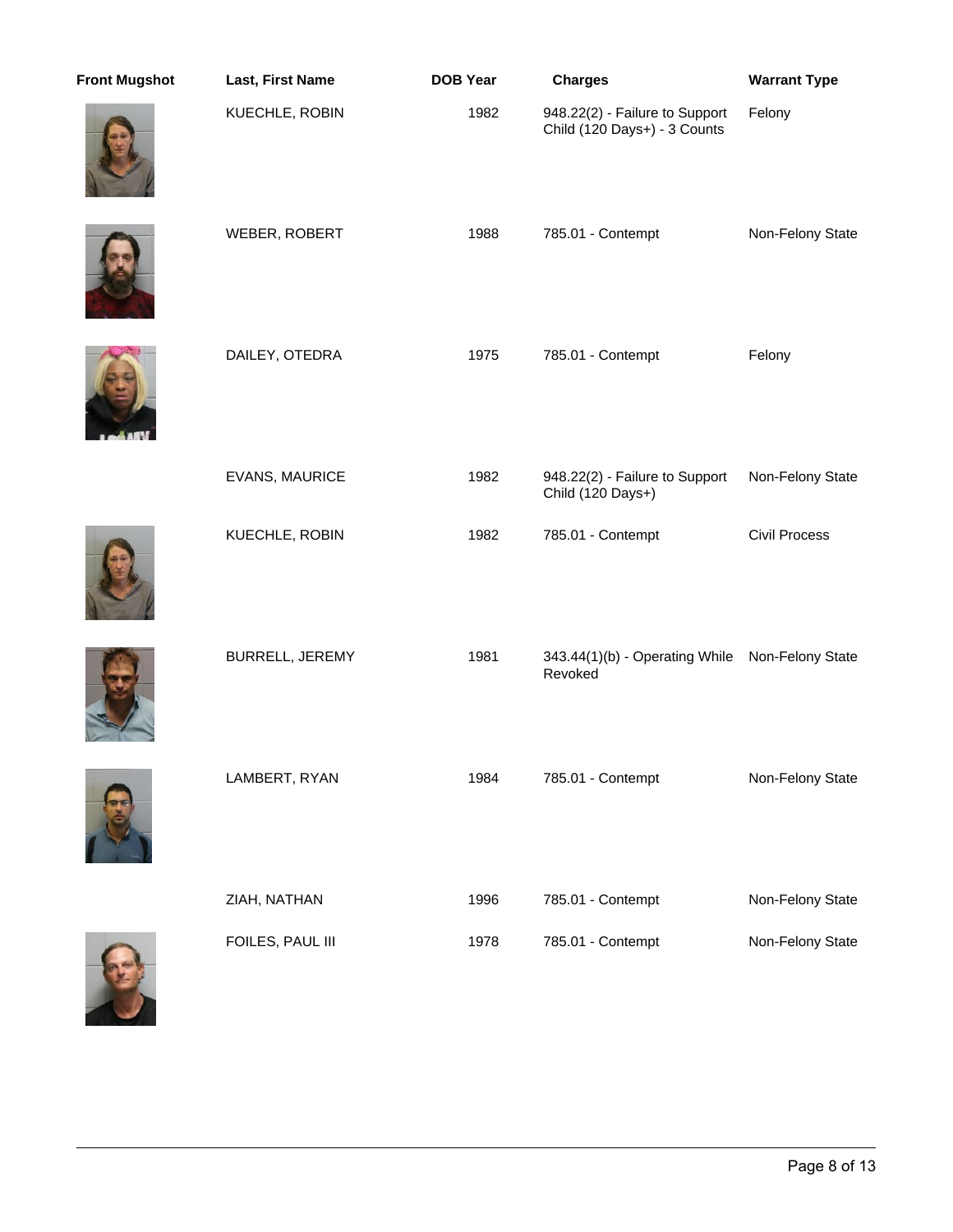| Front Mugshot | Last, First Name | DOB Year | Charges | Warrant Type |
| --- | --- | --- | --- | --- |
| | KUECHLE, ROBIN | 1982 | 948.22(2) - Failure to Support Child (120 Days+) - 3 Counts | Felony |
| | WEBER, ROBERT | 1988 | 785.01 - Contempt | Non-Felony State |
| | DAILEY, OTEDRA | 1975 | 785.01 - Contempt | Felony |
| | EVANS, MAURICE | 1982 | 948.22(2) - Failure to Support Child (120 Days+) | Non-Felony State |
| | KUECHLE, ROBIN | 1982 | 785.01 - Contempt | Civil Process |
| | BURRELL, JEREMY | 1981 | 343.44(1)(b) - Operating While Revoked | Non-Felony State |
| | LAMBERT, RYAN | 1984 | 785.01 - Contempt | Non-Felony State |
| | ZIAH, NATHAN | 1996 | 785.01 - Contempt | Non-Felony State |
| | FOILES, PAUL III | 1978 | 785.01 - Contempt | Non-Felony State |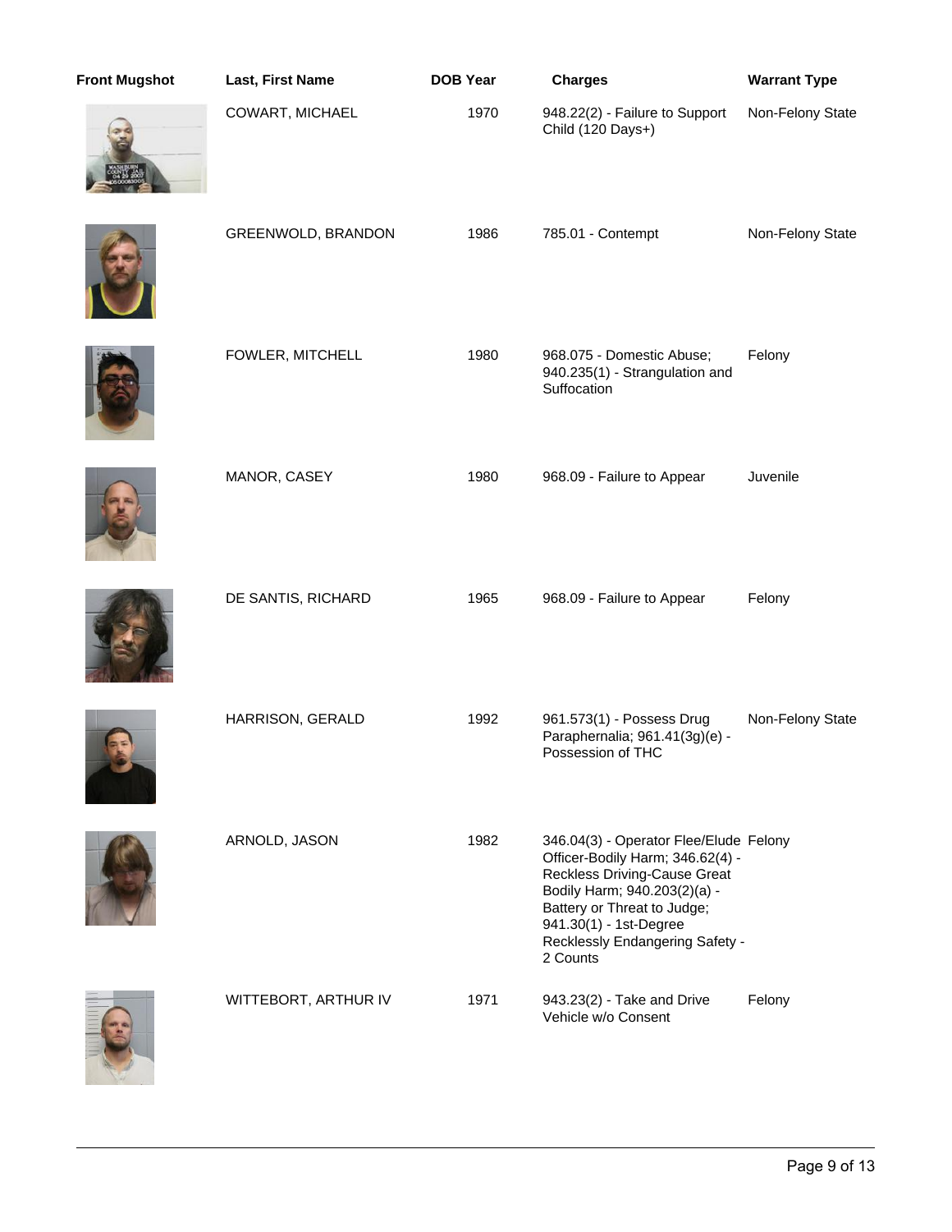| Front Mugshot | Last, First Name | DOB Year | Charges | Warrant Type |
|---|---|---|---|---|
| | COWART, MICHAEL | 1970 | 948.22(2) - Failure to Support Child (120 Days+) | Non-Felony State |
| | GREENWOLD, BRANDON | 1986 | 785.01 - Contempt | Non-Felony State |
| | FOWLER, MITCHELL | 1980 | 968.075 - Domestic Abuse; 940.235(1) - Strangulation and Suffocation | Felony |
| | MANOR, CASEY | 1980 | 968.09 - Failure to Appear | Juvenile |
| | DE SANTIS, RICHARD | 1965 | 968.09 - Failure to Appear | Felony |
| | HARRISON, GERALD | 1992 | 961.573(1) - Possess Drug Paraphernalia; 961.41(3g)(e) - Possession of THC | Non-Felony State |
| | ARNOLD, JASON | 1982 | 346.04(3) - Operator Flee/Elude Officer-Bodily Harm; 346.62(4) - Reckless Driving-Cause Great Bodily Harm; 940.203(2)(a) - Battery or Threat to Judge; 941.30(1) - 1st-Degree Recklessly Endangering Safety - 2 Counts | Felony |
| | WITTEBORT, ARTHUR IV | 1971 | 943.23(2) - Take and Drive Vehicle w/o Consent | Felony |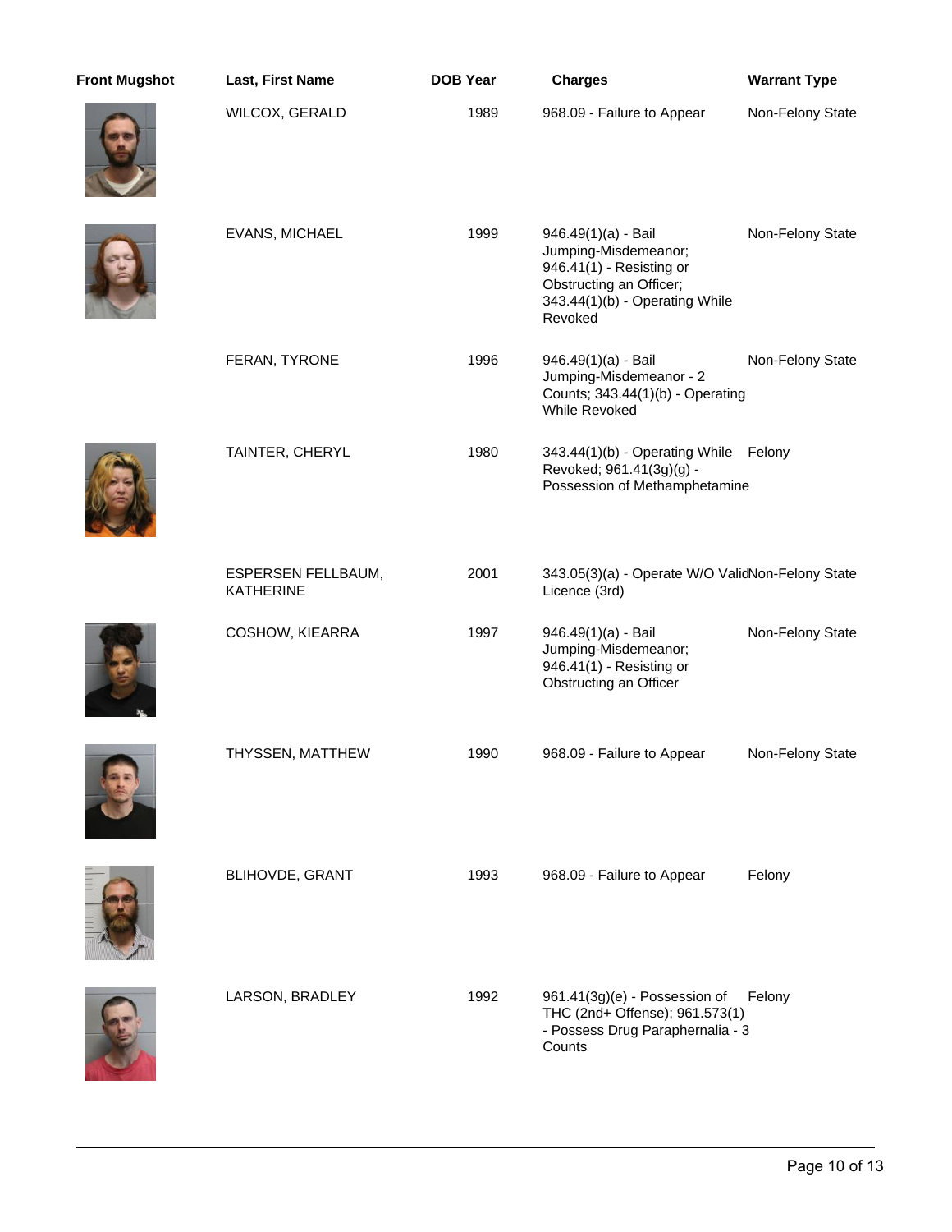| Front Mugshot | Last, First Name | DOB Year | Charges | Warrant Type |
|---|---|---|---|---|
| | WILCOX, GERALD | 1989 | 968.09 - Failure to Appear | Non-Felony State |
| | EVANS, MICHAEL | 1999 | 946.49(1)(a) - Bail Jumping-Misdemeanor; 946.41(1) - Resisting or Obstructing an Officer; 343.44(1)(b) - Operating While Revoked | Non-Felony State |
| | FERAN, TYRONE | 1996 | 946.49(1)(a) - Bail Jumping-Misdemeanor - 2 Counts; 343.44(1)(b) - Operating While Revoked | Non-Felony State |
| | TAINTER, CHERYL | 1980 | 343.44(1)(b) - Operating While Revoked; 961.41(3g)(g) - Possession of Methamphetamine | Felony |
| | ESPERSEN FELLBAUM, KATHERINE | 2001 | 343.05(3)(a) - Operate W/O Valid Licence (3rd) | Non-Felony State |
| | COSHOW, KIEARRA | 1997 | 946.49(1)(a) - Bail Jumping-Misdemeanor; 946.41(1) - Resisting or Obstructing an Officer | Non-Felony State |
| | THYSSEN, MATTHEW | 1990 | 968.09 - Failure to Appear | Non-Felony State |
| | BLIHOVDE, GRANT | 1993 | 968.09 - Failure to Appear | Felony |
| | LARSON, BRADLEY | 1992 | 961.41(3g)(e) - Possession of THC (2nd+ Offense); 961.573(1) - Possess Drug Paraphernalia - 3 Counts | Felony |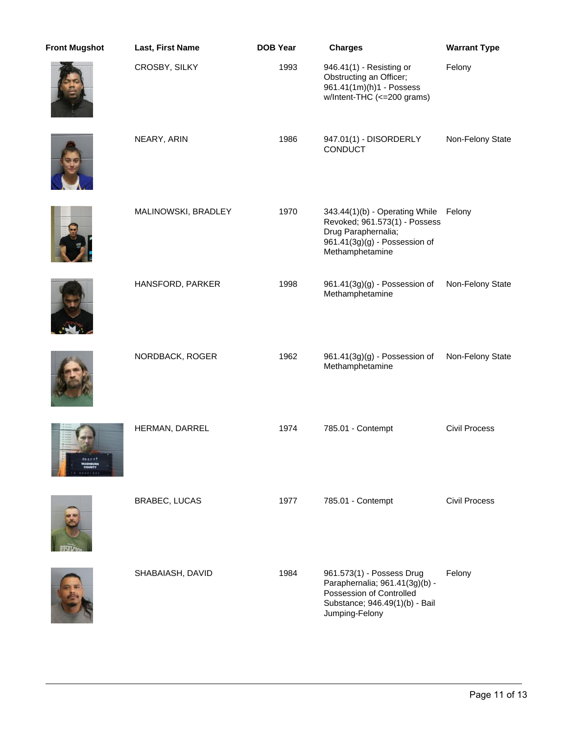| Front Mugshot | Last, First Name | DOB Year | Charges | Warrant Type |
|---|---|---|---|---|
| | CROSBY, SILKY | 1993 | 946.41(1) - Resisting or Obstructing an Officer; 961.41(1m)(h)1 - Possess w/Intent-THC (<=200 grams) | Felony |
| | NEARY, ARIN | 1986 | 947.01(1) - DISORDERLY CONDUCT | Non-Felony State |
| | MALINOWSKI, BRADLEY | 1970 | 343.44(1)(b) - Operating While Revoked; 961.573(1) - Possess Drug Paraphernalia; 961.41(3g)(g) - Possession of Methamphetamine | Felony |
| | HANSFORD, PARKER | 1998 | 961.41(3g)(g) - Possession of Methamphetamine | Non-Felony State |
| | NORDBACK, ROGER | 1962 | 961.41(3g)(g) - Possession of Methamphetamine | Non-Felony State |
| | HERMAN, DARREL | 1974 | 785.01 - Contempt | Civil Process |
| | BRABEC, LUCAS | 1977 | 785.01 - Contempt | Civil Process |
| | SHABAIASH, DAVID | 1984 | 961.573(1) - Possess Drug Paraphernalia; 961.41(3g)(b) - Possession of Controlled Substance; 946.49(1)(b) - Bail Jumping-Felony | Felony |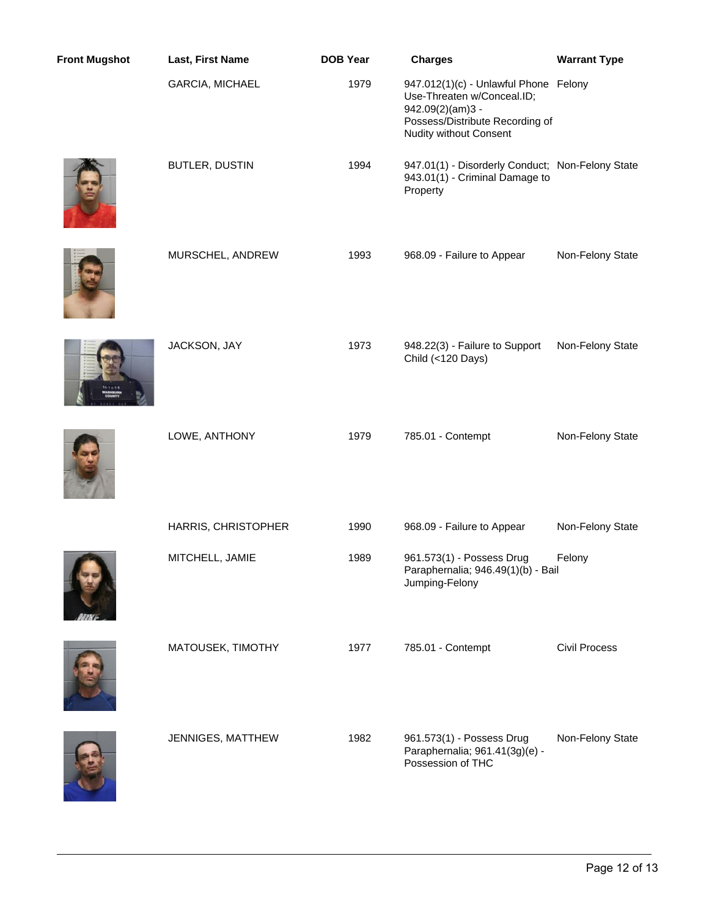| Front Mugshot | Last, First Name | DOB Year | Charges | Warrant Type |
|---|---|---|---|---|
| | GARCIA, MICHAEL | 1979 | 947.012(1)(c) - Unlawful Phone Use-Threaten w/Conceal.ID; 942.09(2)(am)3 - Possess/Distribute Recording of Nudity without Consent | Felony |
| | BUTLER, DUSTIN | 1994 | 947.01(1) - Disorderly Conduct; 943.01(1) - Criminal Damage to Property | Non-Felony State |
| | MURSCHEL, ANDREW | 1993 | 968.09 - Failure to Appear | Non-Felony State |
| | JACKSON, JAY | 1973 | 948.22(3) - Failure to Support Child (<120 Days) | Non-Felony State |
| | LOWE, ANTHONY | 1979 | 785.01 - Contempt | Non-Felony State |
| | HARRIS, CHRISTOPHER | 1990 | 968.09 - Failure to Appear | Non-Felony State |
| | MITCHELL, JAMIE | 1989 | 961.573(1) - Possess Drug Paraphernalia; 946.49(1)(b) - Bail Jumping-Felony | Felony |
| | MATOUSEK, TIMOTHY | 1977 | 785.01 - Contempt | Civil Process |
| | JENNIGES, MATTHEW | 1982 | 961.573(1) - Possess Drug Paraphernalia; 961.41(3g)(e) - Possession of THC | Non-Felony State |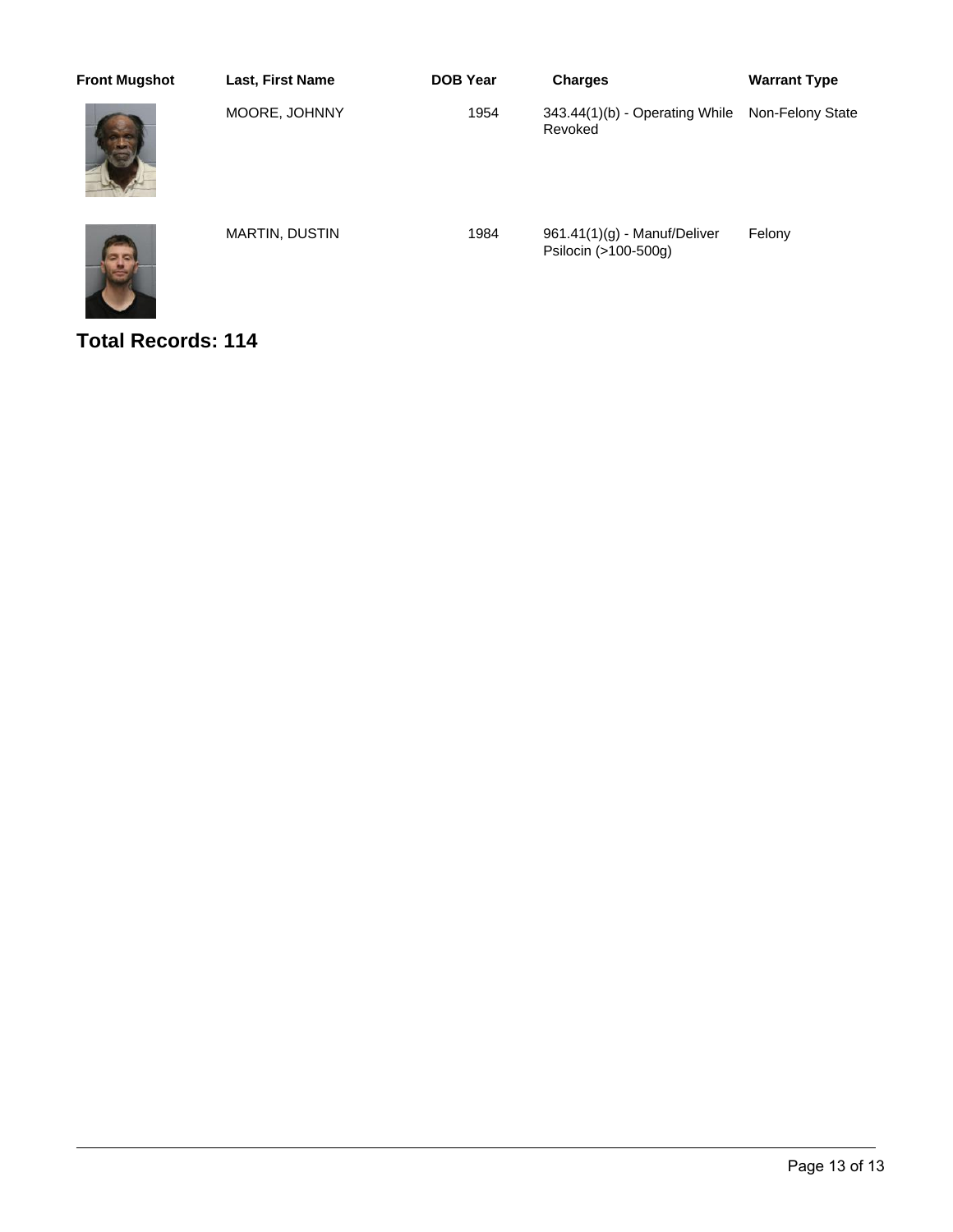| Front Mugshot | Last, First Name | DOB Year | Charges | Warrant Type |
|---|---|---|---|---|
| | MOORE, JOHNNY | 1954 | 343.44(1)(b) - Operating While Revoked | Non-Felony State |
| | MARTIN, DUSTIN | 1984 | 961.41(1)(g) - Manuf/Deliver Psilocin (>100-500g) | Felony |

## Total Records: 114